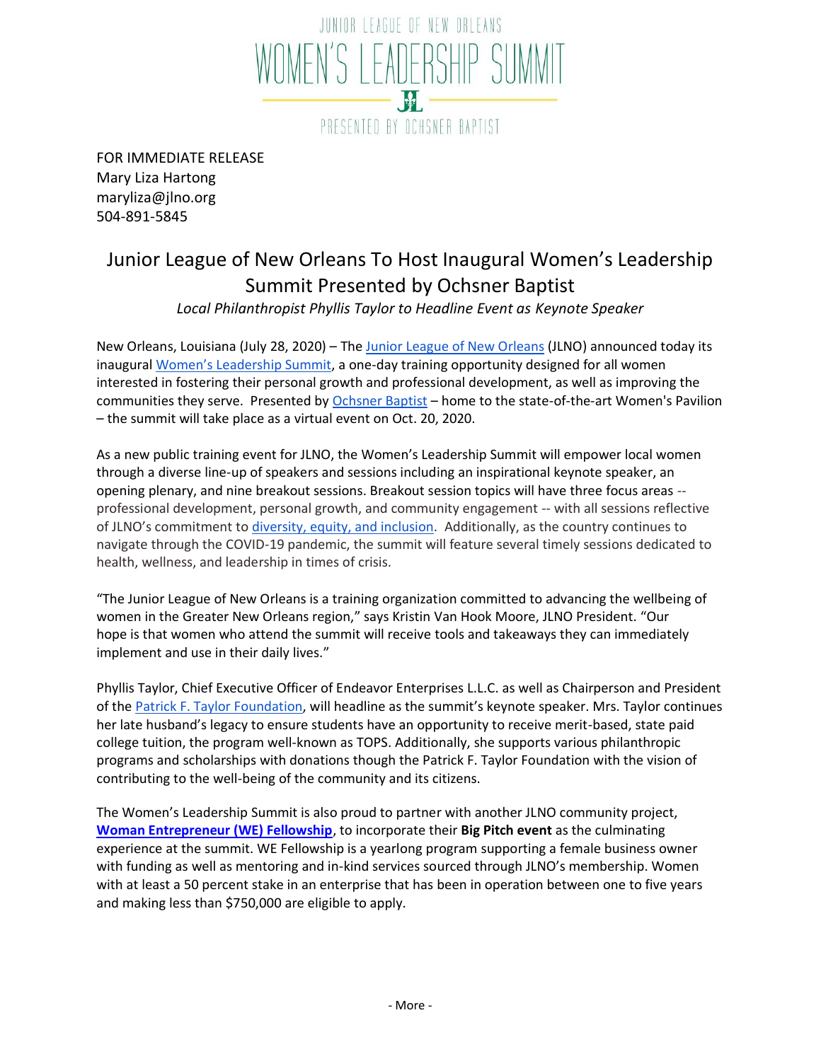JUNIOR LEAGUE OF NEW ORLEANS

WOMEN'S LEADERSHIP SUMMIT

PRESENTED BY OCHSNER BAPTIST

FOR IMMEDIATE RELEASE
Mary Liza Hartong
maryliza@jlno.org
504-891-5845

# Junior League of New Orleans To Host Inaugural Women's Leadership Summit Presented by Ochsner Baptist

*Local Philanthropist Phyllis Taylor to Headline Event as Keynote Speaker*

New Orleans, Louisiana (July 28, 2020) – The Junior League of New Orleans (JLNO) announced today its inaugural Women's Leadership Summit, a one-day training opportunity designed for all women interested in fostering their personal growth and professional development, as well as improving the communities they serve. Presented by Ochsner Baptist – home to the state-of-the-art Women's Pavilion – the summit will take place as a virtual event on Oct. 20, 2020.

As a new public training event for JLNO, the Women's Leadership Summit will empower local women through a diverse line-up of speakers and sessions including an inspirational keynote speaker, an opening plenary, and nine breakout sessions. Breakout session topics will have three focus areas -- professional development, personal growth, and community engagement -- with all sessions reflective of JLNO's commitment to diversity, equity, and inclusion. Additionally, as the country continues to navigate through the COVID-19 pandemic, the summit will feature several timely sessions dedicated to health, wellness, and leadership in times of crisis.

"The Junior League of New Orleans is a training organization committed to advancing the wellbeing of women in the Greater New Orleans region," says Kristin Van Hook Moore, JLNO President. "Our hope is that women who attend the summit will receive tools and takeaways they can immediately implement and use in their daily lives."

Phyllis Taylor, Chief Executive Officer of Endeavor Enterprises L.L.C. as well as Chairperson and President of the Patrick F. Taylor Foundation, will headline as the summit's keynote speaker. Mrs. Taylor continues her late husband's legacy to ensure students have an opportunity to receive merit-based, state paid college tuition, the program well-known as TOPS. Additionally, she supports various philanthropic programs and scholarships with donations though the Patrick F. Taylor Foundation with the vision of contributing to the well-being of the community and its citizens.

The Women's Leadership Summit is also proud to partner with another JLNO community project, **Woman Entrepreneur (WE) Fellowship**, to incorporate their **Big Pitch event** as the culminating experience at the summit. WE Fellowship is a yearlong program supporting a female business owner with funding as well as mentoring and in-kind services sourced through JLNO's membership. Women with at least a 50 percent stake in an enterprise that has been in operation between one to five years and making less than $750,000 are eligible to apply.

- More -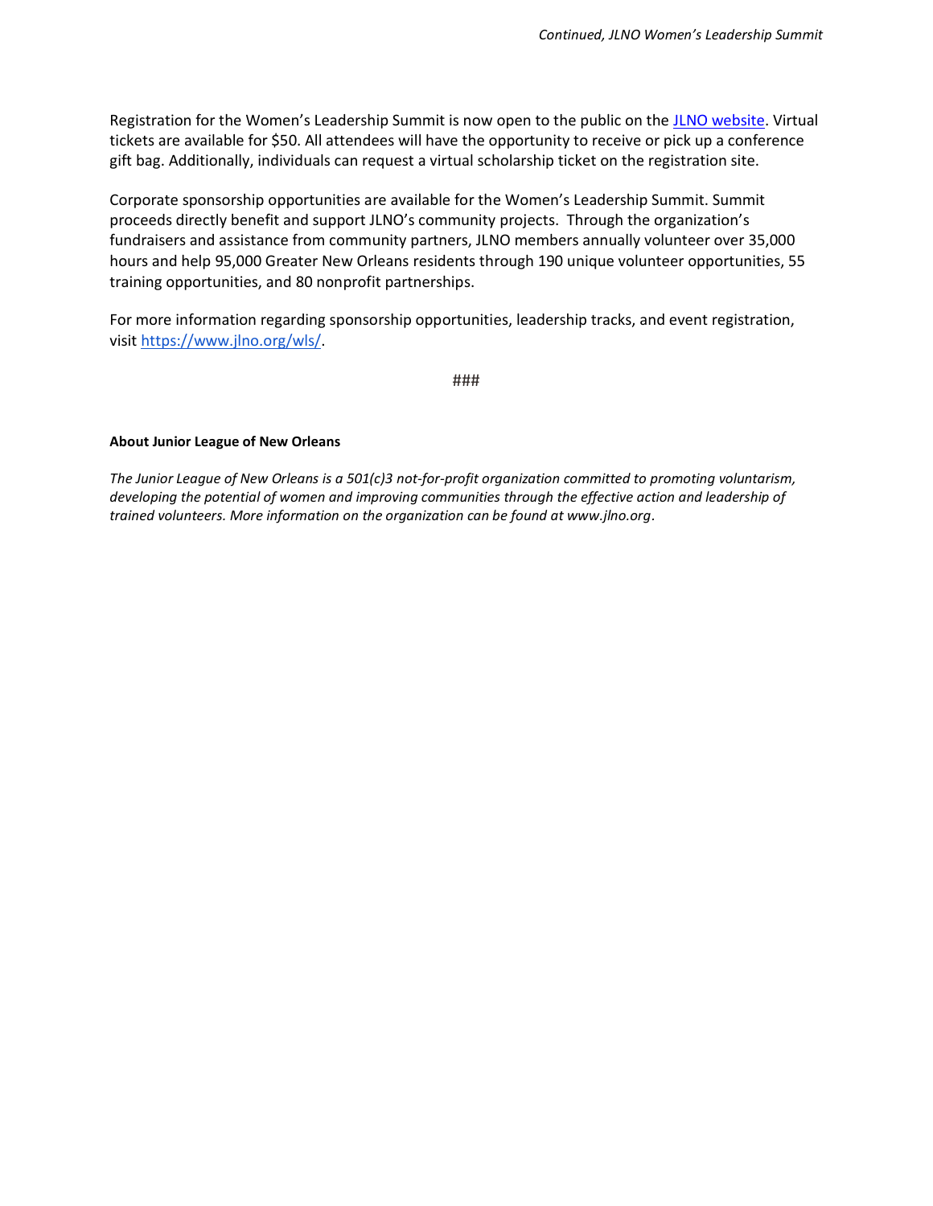Registration for the Women's Leadership Summit is now open to the public on the JLNO website. Virtual tickets are available for $50. All attendees will have the opportunity to receive or pick up a conference gift bag. Additionally, individuals can request a virtual scholarship ticket on the registration site.

Corporate sponsorship opportunities are available for the Women's Leadership Summit. Summit proceeds directly benefit and support JLNO's community projects. Through the organization's fundraisers and assistance from community partners, JLNO members annually volunteer over 35,000 hours and help 95,000 Greater New Orleans residents through 190 unique volunteer opportunities, 55 training opportunities, and 80 nonprofit partnerships.

For more information regarding sponsorship opportunities, leadership tracks, and event registration, visit https://www.jlno.org/wls/.

###

**About Junior League of New Orleans**

*The Junior League of New Orleans is a 501(c)3 not-for-profit organization committed to promoting voluntarism, developing the potential of women and improving communities through the effective action and leadership of trained volunteers. More information on the organization can be found at www.jlno.org.*